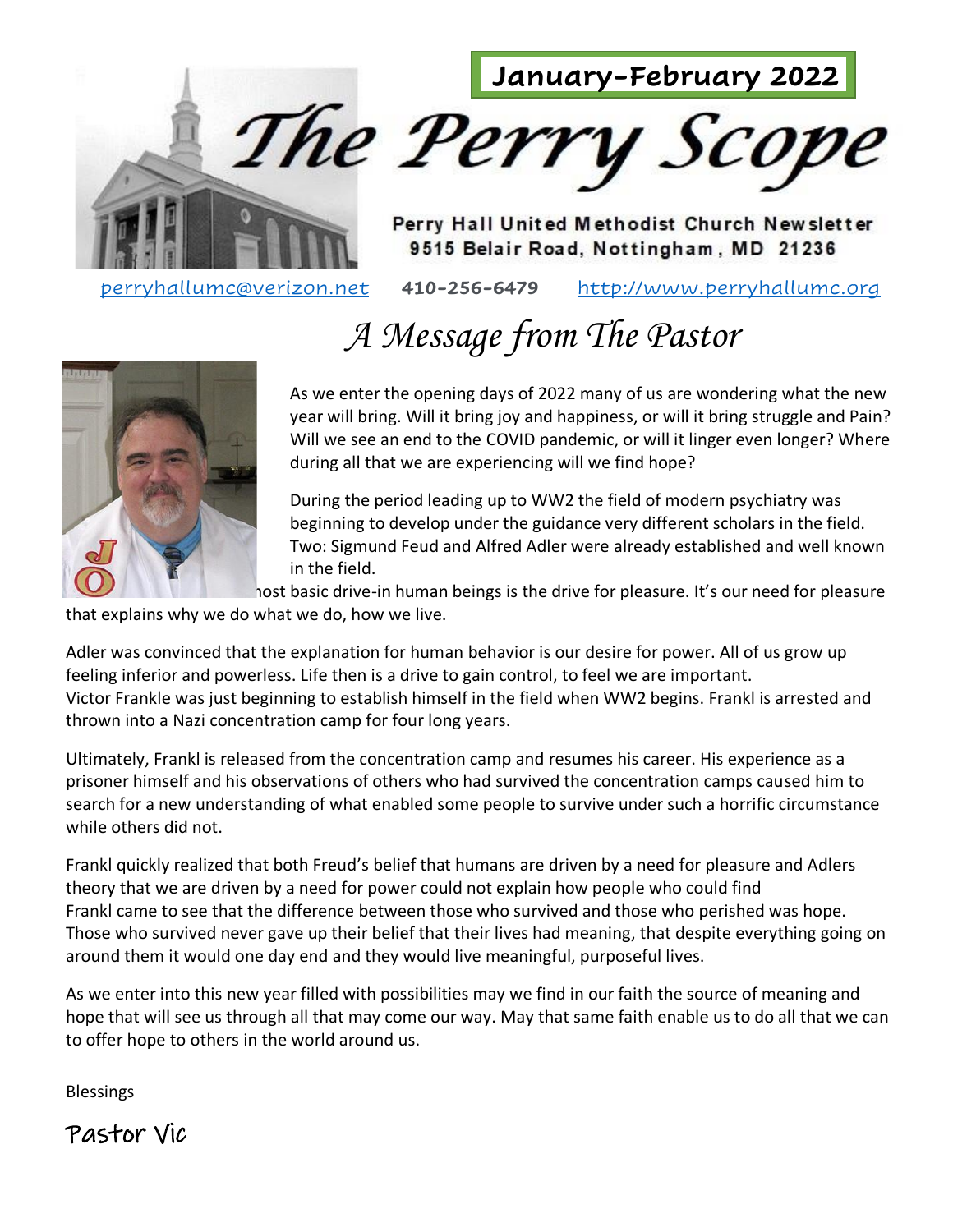**January-February 2022**

# The Perry Scope

**Perry Hall United Methodist Church Newsletter**
**9515 Belair Road, Nottingham, MD 21236**

perryhallumc@verizon.net **410-256-6479** http://www.perryhallumc.org

## *A Message from The Pastor*

As we enter the opening days of 2022 many of us are wondering what the new year will bring. Will it bring joy and happiness, or will it bring struggle and Pain? Will we see an end to the COVID pandemic, or will it linger even longer? Where during all that we are experiencing will we find hope?

During the period leading up to WW2 the field of modern psychiatry was beginning to develop under the guidance very different scholars in the field. Two: Sigmund Feud and Alfred Adler were already established and well known in the field.

nost basic drive-in human beings is the drive for pleasure. It's our need for pleasure that explains why we do what we do, how we live.

Adler was convinced that the explanation for human behavior is our desire for power. All of us grow up feeling inferior and powerless. Life then is a drive to gain control, to feel we are important.
Victor Frankle was just beginning to establish himself in the field when WW2 begins. Frankl is arrested and thrown into a Nazi concentration camp for four long years.

Ultimately, Frankl is released from the concentration camp and resumes his career. His experience as a prisoner himself and his observations of others who had survived the concentration camps caused him to search for a new understanding of what enabled some people to survive under such a horrific circumstance while others did not.

Frankl quickly realized that both Freud's belief that humans are driven by a need for pleasure and Adlers theory that we are driven by a need for power could not explain how people who could find
Frankl came to see that the difference between those who survived and those who perished was hope. Those who survived never gave up their belief that their lives had meaning, that despite everything going on around them it would one day end and they would live meaningful, purposeful lives.

As we enter into this new year filled with possibilities may we find in our faith the source of meaning and hope that will see us through all that may come our way. May that same faith enable us to do all that we can to offer hope to others in the world around us.

Blessings

Pastor Vic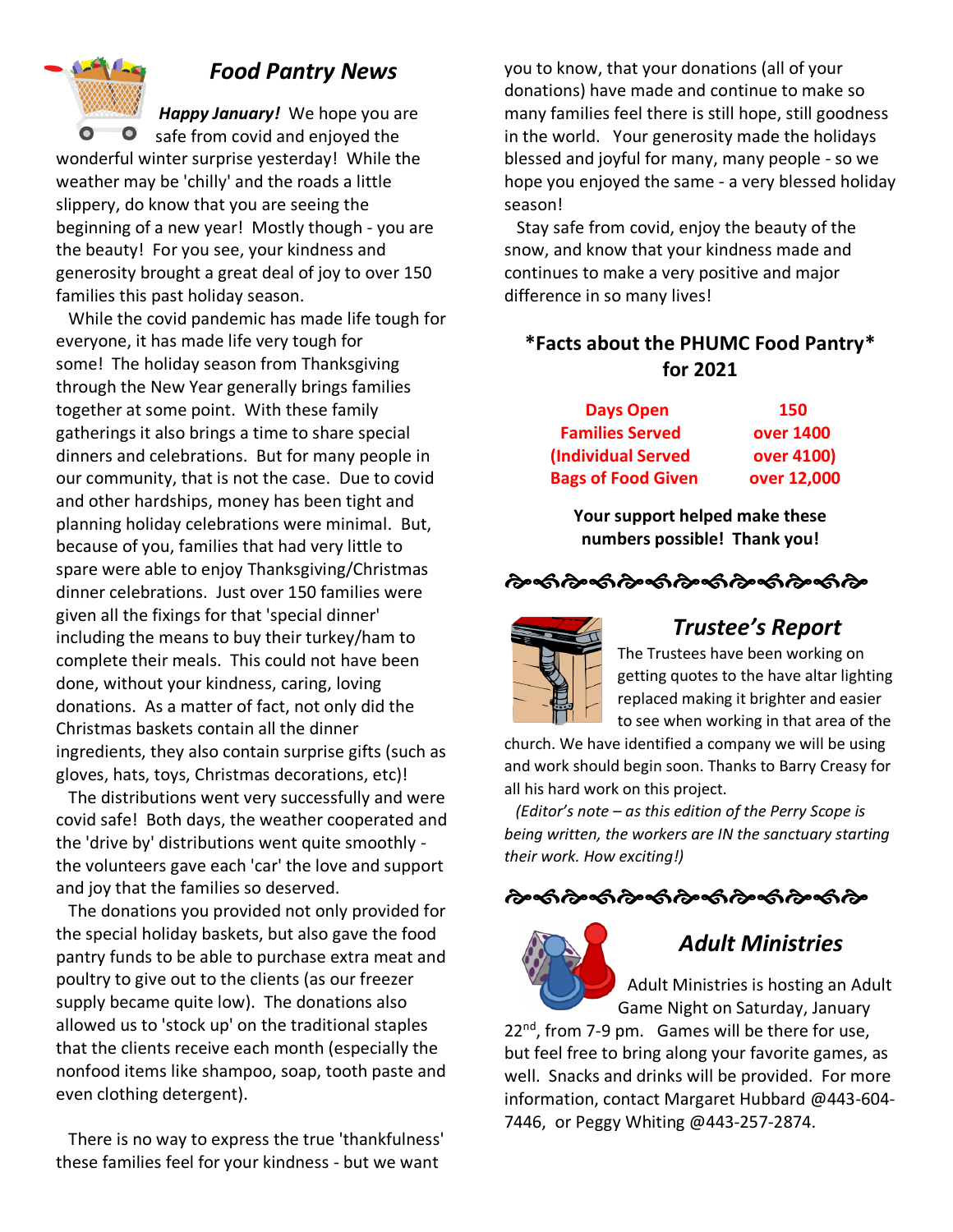## *Food Pantry News*

***Happy January!*** We hope you are safe from covid and enjoyed the wonderful winter surprise yesterday! While the weather may be 'chilly' and the roads a little slippery, do know that you are seeing the beginning of a new year! Mostly though - you are the beauty! For you see, your kindness and generosity brought a great deal of joy to over 150 families this past holiday season.

While the covid pandemic has made life tough for everyone, it has made life very tough for some! The holiday season from Thanksgiving through the New Year generally brings families together at some point. With these family gatherings it also brings a time to share special dinners and celebrations. But for many people in our community, that is not the case. Due to covid and other hardships, money has been tight and planning holiday celebrations were minimal. But, because of you, families that had very little to spare were able to enjoy Thanksgiving/Christmas dinner celebrations. Just over 150 families were given all the fixings for that 'special dinner' including the means to buy their turkey/ham to complete their meals. This could not have been done, without your kindness, caring, loving donations. As a matter of fact, not only did the Christmas baskets contain all the dinner ingredients, they also contain surprise gifts (such as gloves, hats, toys, Christmas decorations, etc)!

The distributions went very successfully and were covid safe! Both days, the weather cooperated and the 'drive by' distributions went quite smoothly - the volunteers gave each 'car' the love and support and joy that the families so deserved.

The donations you provided not only provided for the special holiday baskets, but also gave the food pantry funds to be able to purchase extra meat and poultry to give out to the clients (as our freezer supply became quite low). The donations also allowed us to 'stock up' on the traditional staples that the clients receive each month (especially the nonfood items like shampoo, soap, tooth paste and even clothing detergent).

There is no way to express the true 'thankfulness' these families feel for your kindness - but we want you to know, that your donations (all of your donations) have made and continue to make so many families feel there is still hope, still goodness in the world. Your generosity made the holidays blessed and joyful for many, many people - so we hope you enjoyed the same - a very blessed holiday season!

Stay safe from covid, enjoy the beauty of the snow, and know that your kindness made and continues to make a very positive and major difference in so many lives!

### *Facts about the PHUMC Food Pantry* for 2021

| | |
|---|---|
| **Days Open** | **150** |
| **Families Served** | **over 1400** |
| **(Individual Served** | **over 4100)** |
| **Bags of Food Given** | **over 12,000** |

**Your support helped make these numbers possible! Thank you!**

## *Trustee's Report*

The Trustees have been working on getting quotes to the have altar lighting replaced making it brighter and easier to see when working in that area of the church. We have identified a company we will be using and work should begin soon. Thanks to Barry Creasy for all his hard work on this project.

*(Editor's note – as this edition of the Perry Scope is being written, the workers are IN the sanctuary starting their work. How exciting!)*

## *Adult Ministries*

Adult Ministries is hosting an Adult Game Night on Saturday, January 22nd, from 7-9 pm. Games will be there for use, but feel free to bring along your favorite games, as well. Snacks and drinks will be provided. For more information, contact Margaret Hubbard @443-604-7446, or Peggy Whiting @443-257-2874.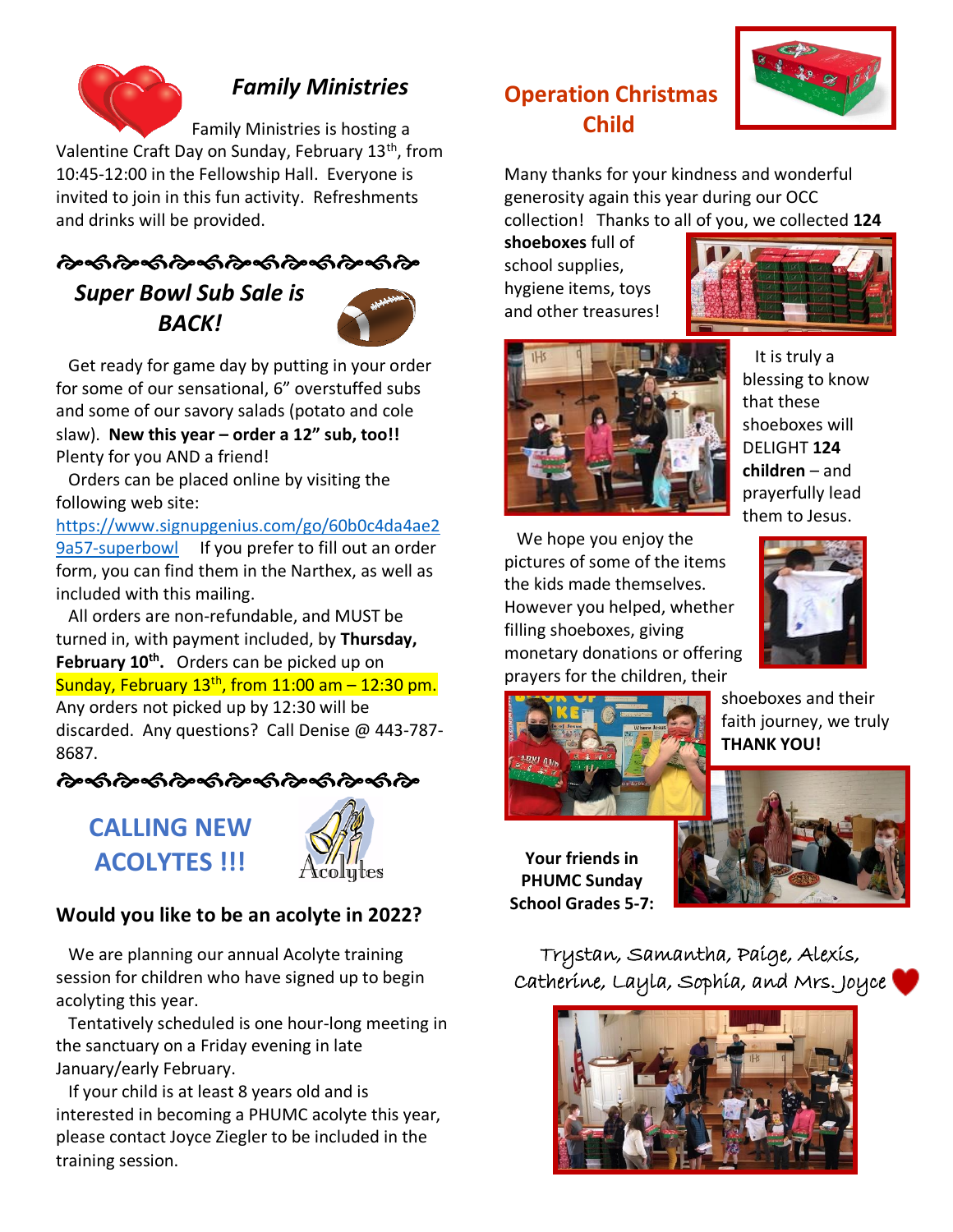## *Family Ministries*

Family Ministries is hosting a Valentine Craft Day on Sunday, February 13th, from 10:45-12:00 in the Fellowship Hall. Everyone is invited to join in this fun activity. Refreshments and drinks will be provided.

## *Super Bowl Sub Sale is BACK!*

Get ready for game day by putting in your order for some of our sensational, 6" overstuffed subs and some of our savory salads (potato and cole slaw). **New this year – order a 12" sub, too!!** Plenty for you AND a friend!

Orders can be placed online by visiting the following web site: https://www.signupgenius.com/go/60b0c4da4ae29a57-superbowl If you prefer to fill out an order form, you can find them in the Narthex, as well as included with this mailing.

All orders are non-refundable, and MUST be turned in, with payment included, by **Thursday, February 10th.** Orders can be picked up on Sunday, February 13th, from 11:00 am – 12:30 pm. Any orders not picked up by 12:30 will be discarded. Any questions? Call Denise @ 443-787-8687.

## CALLING NEW ACOLYTES !!!

### Would you like to be an acolyte in 2022?

We are planning our annual Acolyte training session for children who have signed up to begin acolyting this year.

Tentatively scheduled is one hour-long meeting in the sanctuary on a Friday evening in late January/early February.

If your child is at least 8 years old and is interested in becoming a PHUMC acolyte this year, please contact Joyce Ziegler to be included in the training session.

## Operation Christmas Child

Many thanks for your kindness and wonderful generosity again this year during our OCC collection! Thanks to all of you, we collected **124 shoeboxes** full of school supplies, hygiene items, toys and other treasures!

It is truly a blessing to know that these shoeboxes will DELIGHT **124 children** – and prayerfully lead them to Jesus.

We hope you enjoy the pictures of some of the items the kids made themselves. However you helped, whether filling shoeboxes, giving monetary donations or offering prayers for the children, their shoeboxes and their faith journey, we truly **THANK YOU!**

**Your friends in PHUMC Sunday School Grades 5-7:**

Trystan, Samantha, Paige, Alexis, Catherine, Layla, Sophia, and Mrs. Joyce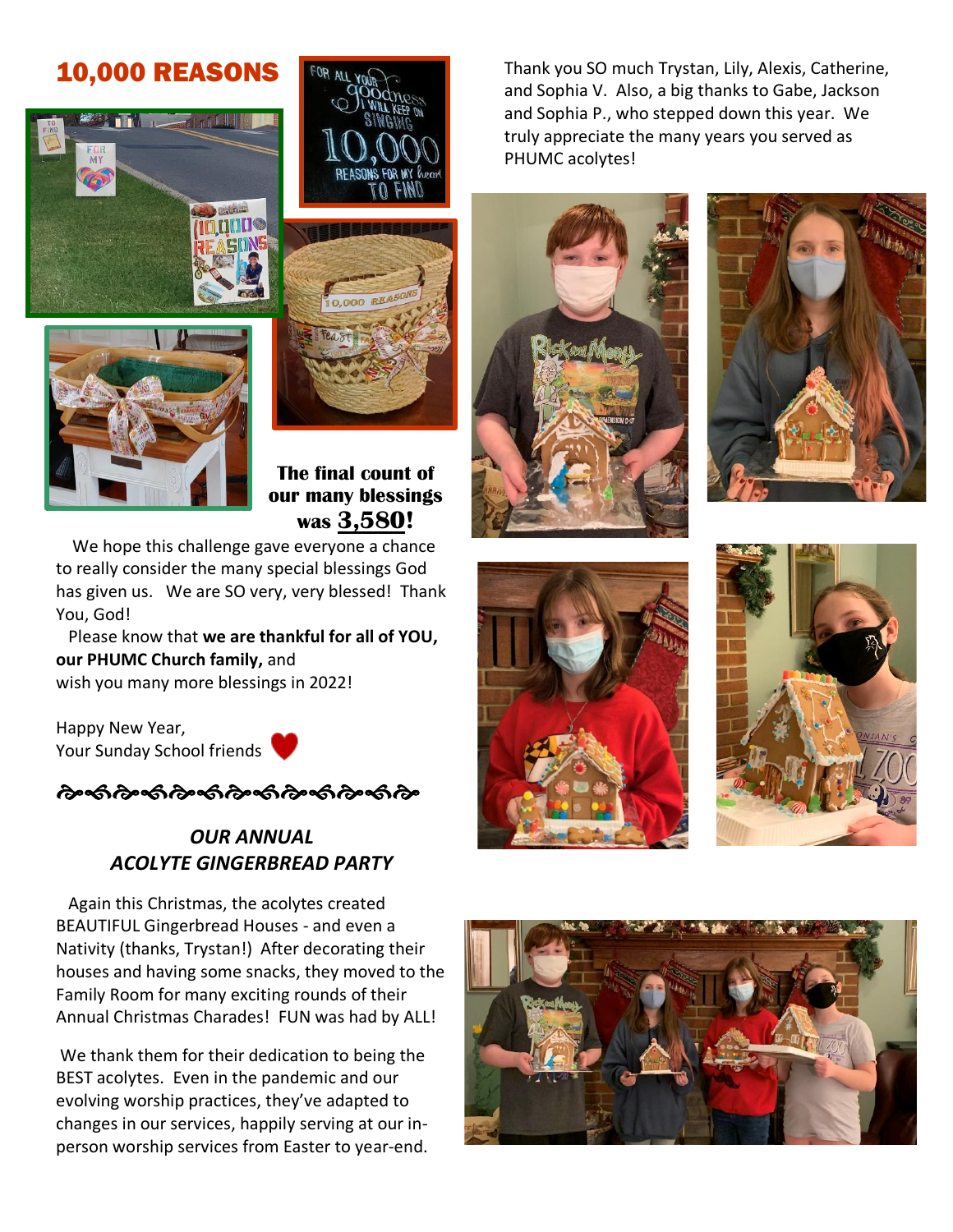## 10,000 REASONS

**The final count of our many blessings was 3,580!**

We hope this challenge gave everyone a chance to really consider the many special blessings God has given us. We are SO very, very blessed! Thank You, God!

Please know that **we are thankful for all of YOU, our PHUMC Church family,** and wish you many more blessings in 2022!

Happy New Year,
Your Sunday School friends ❤

## *OUR ANNUAL ACOLYTE GINGERBREAD PARTY*

Again this Christmas, the acolytes created BEAUTIFUL Gingerbread Houses - and even a Nativity (thanks, Trystan!) After decorating their houses and having some snacks, they moved to the Family Room for many exciting rounds of their Annual Christmas Charades! FUN was had by ALL!

We thank them for their dedication to being the BEST acolytes. Even in the pandemic and our evolving worship practices, they've adapted to changes in our services, happily serving at our in-person worship services from Easter to year-end.

Thank you SO much Trystan, Lily, Alexis, Catherine, and Sophia V. Also, a big thanks to Gabe, Jackson and Sophia P., who stepped down this year. We truly appreciate the many years you served as PHUMC acolytes!